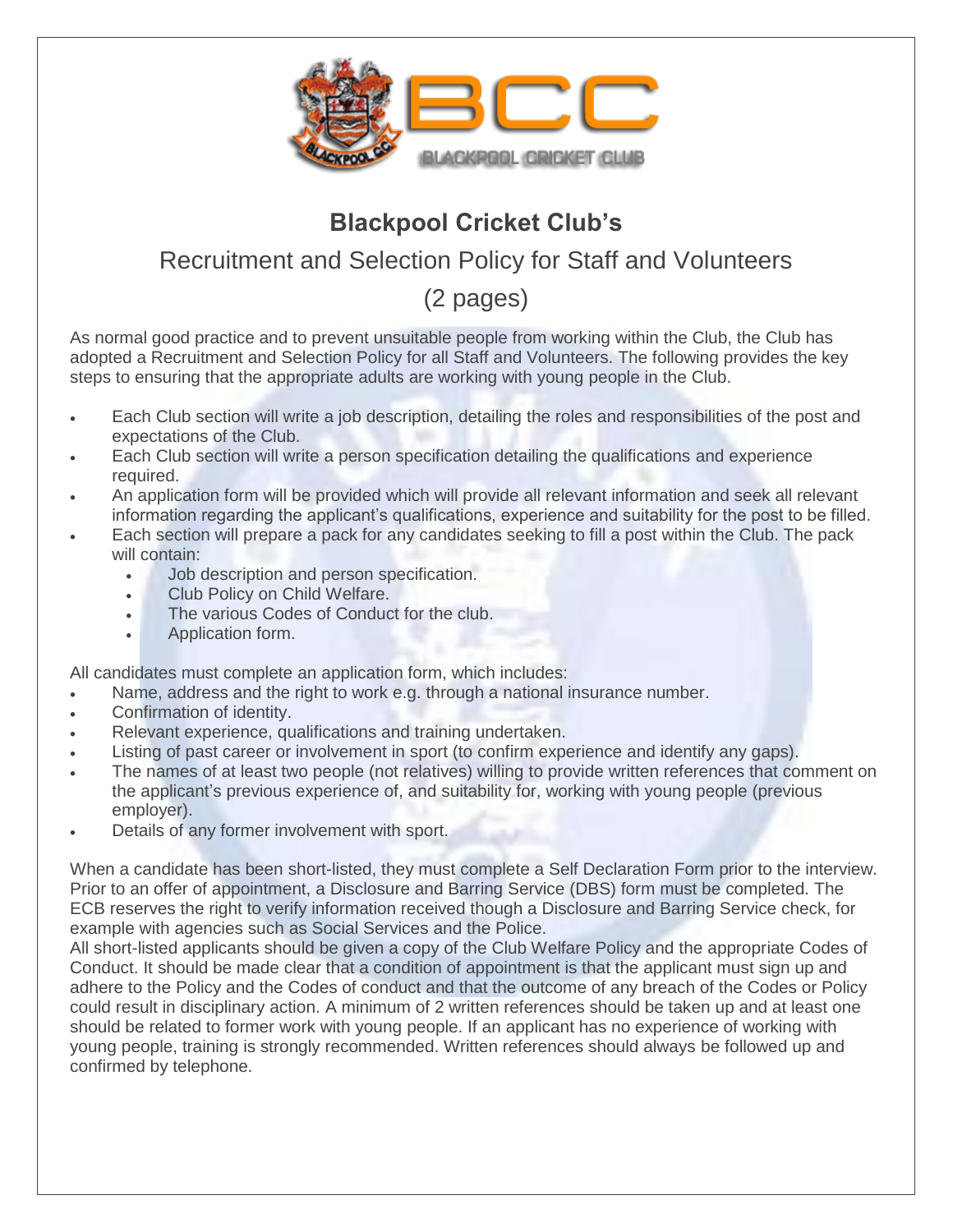# Blackpool Cricket Club's

## Recruitment and Selection Policy for Staff and Volunteers

## (2 pages)

As normal good practice and to prevent unsuitable people from working within the Club, the Club has adopted a Recruitment and Selection Policy for all Staff and Volunteers. The following provides the key steps to ensuring that the appropriate adults are working with young people in the Club.

- Each Club section will write a job description, detailing the roles and responsibilities of the post and expectations of the Club.
- Each Club section will write a person specification detailing the qualifications and experience required.
- An application form will be provided which will provide all relevant information and seek all relevant information regarding the applicant's qualifications, experience and suitability for the post to be filled.
- Each section will prepare a pack for any candidates seeking to fill a post within the Club. The pack will contain:
  - Job description and person specification.
  - Club Policy on Child Welfare.
  - The various Codes of Conduct for the club.
  - Application form.

All candidates must complete an application form, which includes:

- Name, address and the right to work e.g. through a national insurance number.
- Confirmation of identity.
- Relevant experience, qualifications and training undertaken.
- Listing of past career or involvement in sport (to confirm experience and identify any gaps).
- The names of at least two people (not relatives) willing to provide written references that comment on the applicant's previous experience of, and suitability for, working with young people (previous employer).
- Details of any former involvement with sport.

When a candidate has been short-listed, they must complete a Self Declaration Form prior to the interview. Prior to an offer of appointment, a Disclosure and Barring Service (DBS) form must be completed. The ECB reserves the right to verify information received though a Disclosure and Barring Service check, for example with agencies such as Social Services and the Police.

All short-listed applicants should be given a copy of the Club Welfare Policy and the appropriate Codes of Conduct. It should be made clear that a condition of appointment is that the applicant must sign up and adhere to the Policy and the Codes of conduct and that the outcome of any breach of the Codes or Policy could result in disciplinary action. A minimum of 2 written references should be taken up and at least one should be related to former work with young people. If an applicant has no experience of working with young people, training is strongly recommended. Written references should always be followed up and confirmed by telephone.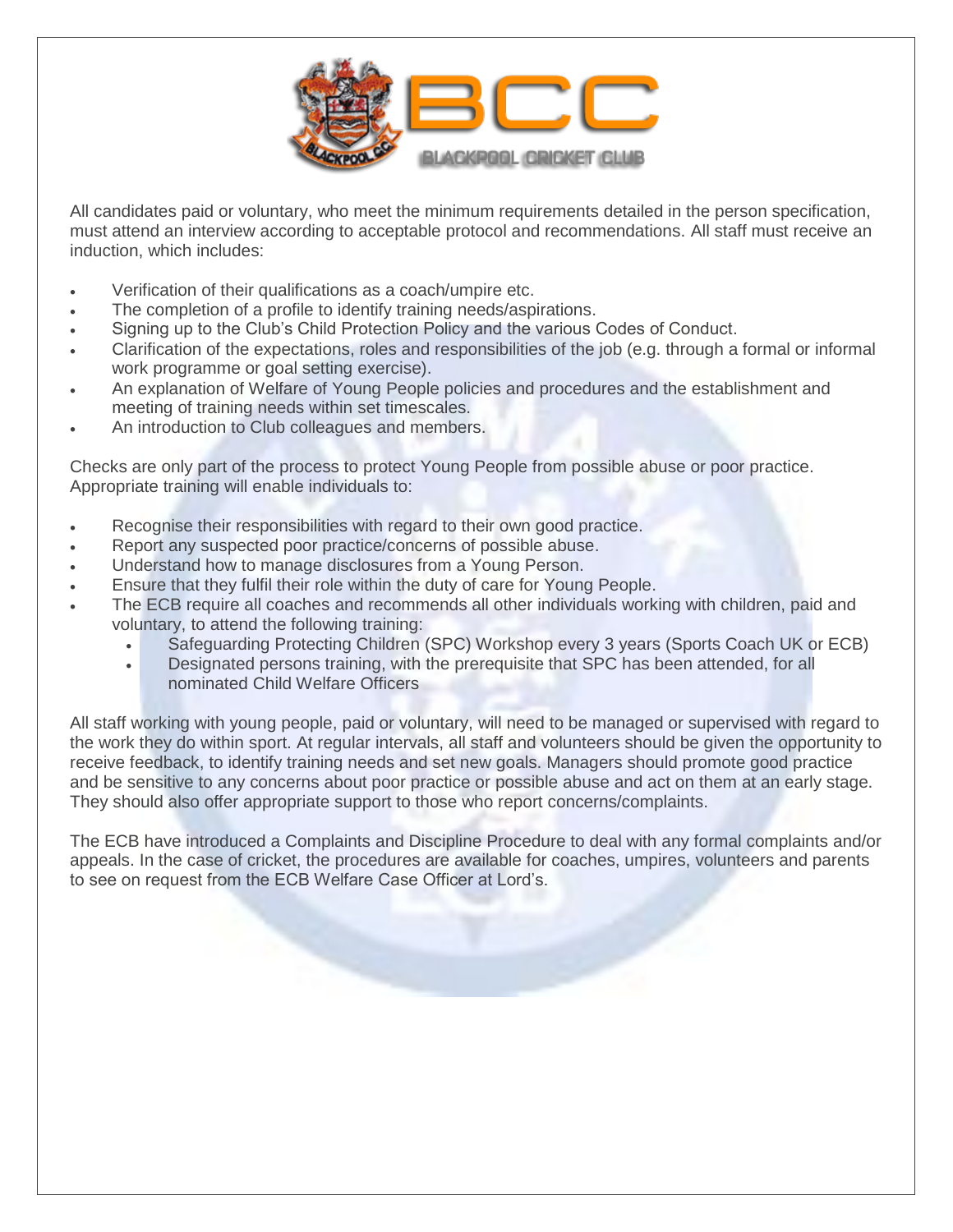All candidates paid or voluntary, who meet the minimum requirements detailed in the person specification, must attend an interview according to acceptable protocol and recommendations. All staff must receive an induction, which includes:

- Verification of their qualifications as a coach/umpire etc.
- The completion of a profile to identify training needs/aspirations.
- Signing up to the Club's Child Protection Policy and the various Codes of Conduct.
- Clarification of the expectations, roles and responsibilities of the job (e.g. through a formal or informal work programme or goal setting exercise).
- An explanation of Welfare of Young People policies and procedures and the establishment and meeting of training needs within set timescales.
- An introduction to Club colleagues and members.

Checks are only part of the process to protect Young People from possible abuse or poor practice. Appropriate training will enable individuals to:

- Recognise their responsibilities with regard to their own good practice.
- Report any suspected poor practice/concerns of possible abuse.
- Understand how to manage disclosures from a Young Person.
- Ensure that they fulfil their role within the duty of care for Young People.
- The ECB require all coaches and recommends all other individuals working with children, paid and voluntary, to attend the following training:
  - Safeguarding Protecting Children (SPC) Workshop every 3 years (Sports Coach UK or ECB)
  - Designated persons training, with the prerequisite that SPC has been attended, for all nominated Child Welfare Officers

All staff working with young people, paid or voluntary, will need to be managed or supervised with regard to the work they do within sport. At regular intervals, all staff and volunteers should be given the opportunity to receive feedback, to identify training needs and set new goals. Managers should promote good practice and be sensitive to any concerns about poor practice or possible abuse and act on them at an early stage. They should also offer appropriate support to those who report concerns/complaints.

The ECB have introduced a Complaints and Discipline Procedure to deal with any formal complaints and/or appeals. In the case of cricket, the procedures are available for coaches, umpires, volunteers and parents to see on request from the ECB Welfare Case Officer at Lord's.